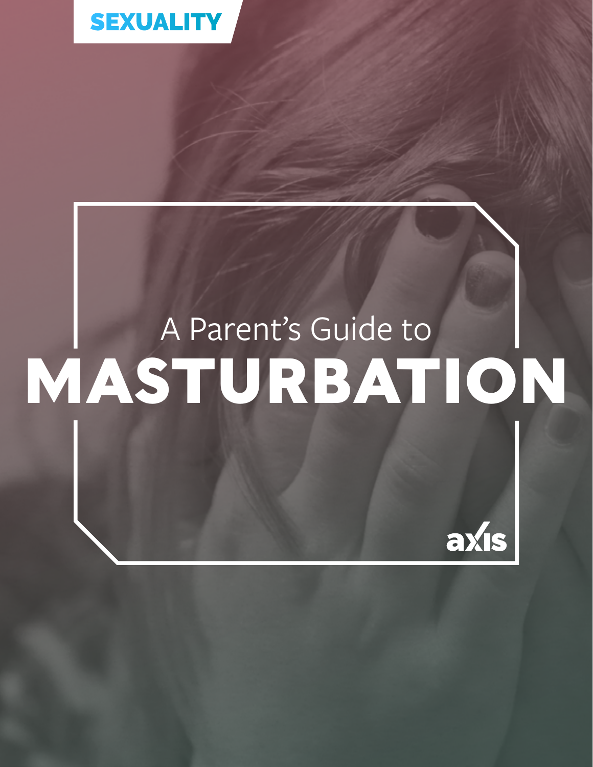SEXUALITY

A Parent's Guide to

# MASTURBATION

axis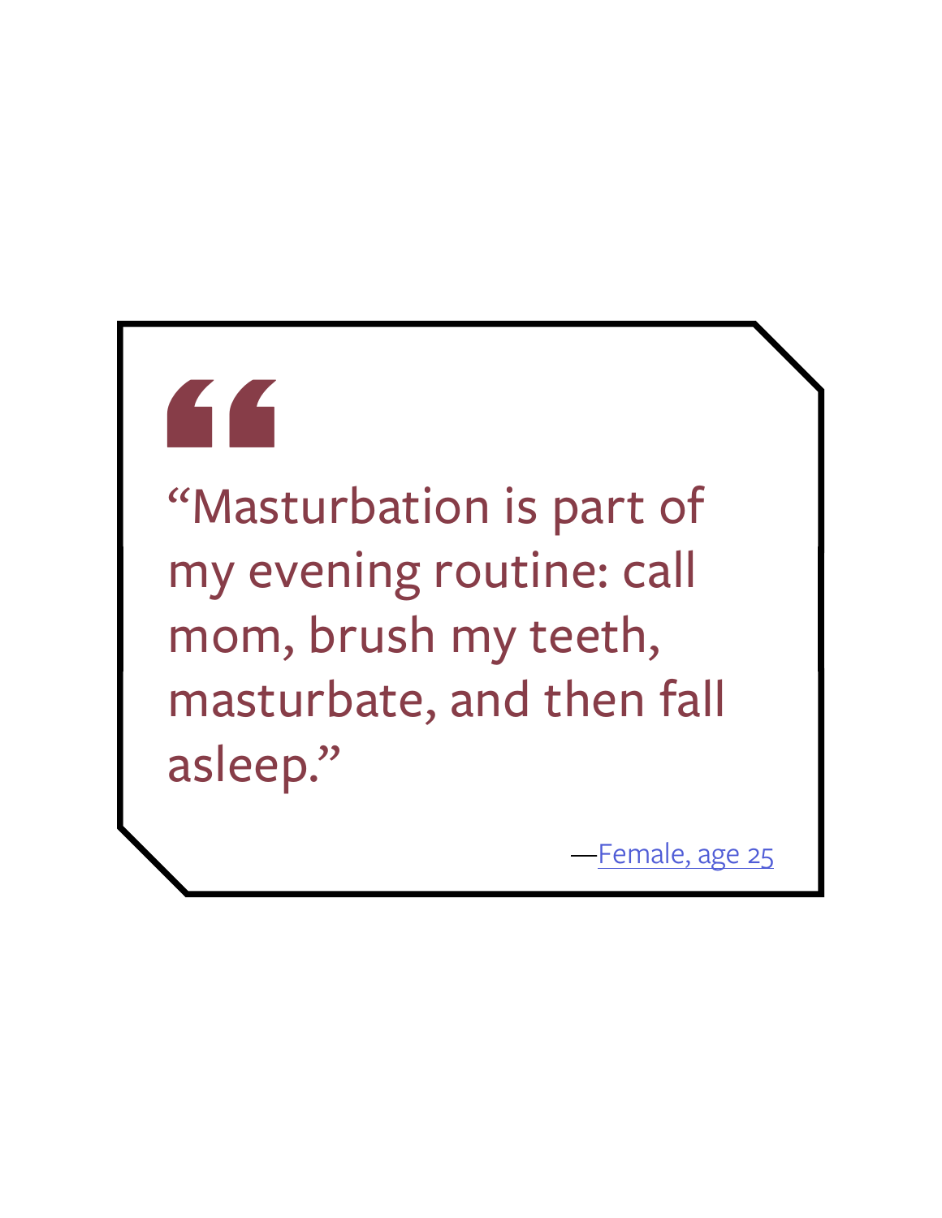“Masturbation is part of my evening routine: call mom, brush my teeth, masturbate, and then fall asleep.”

—Female, age 25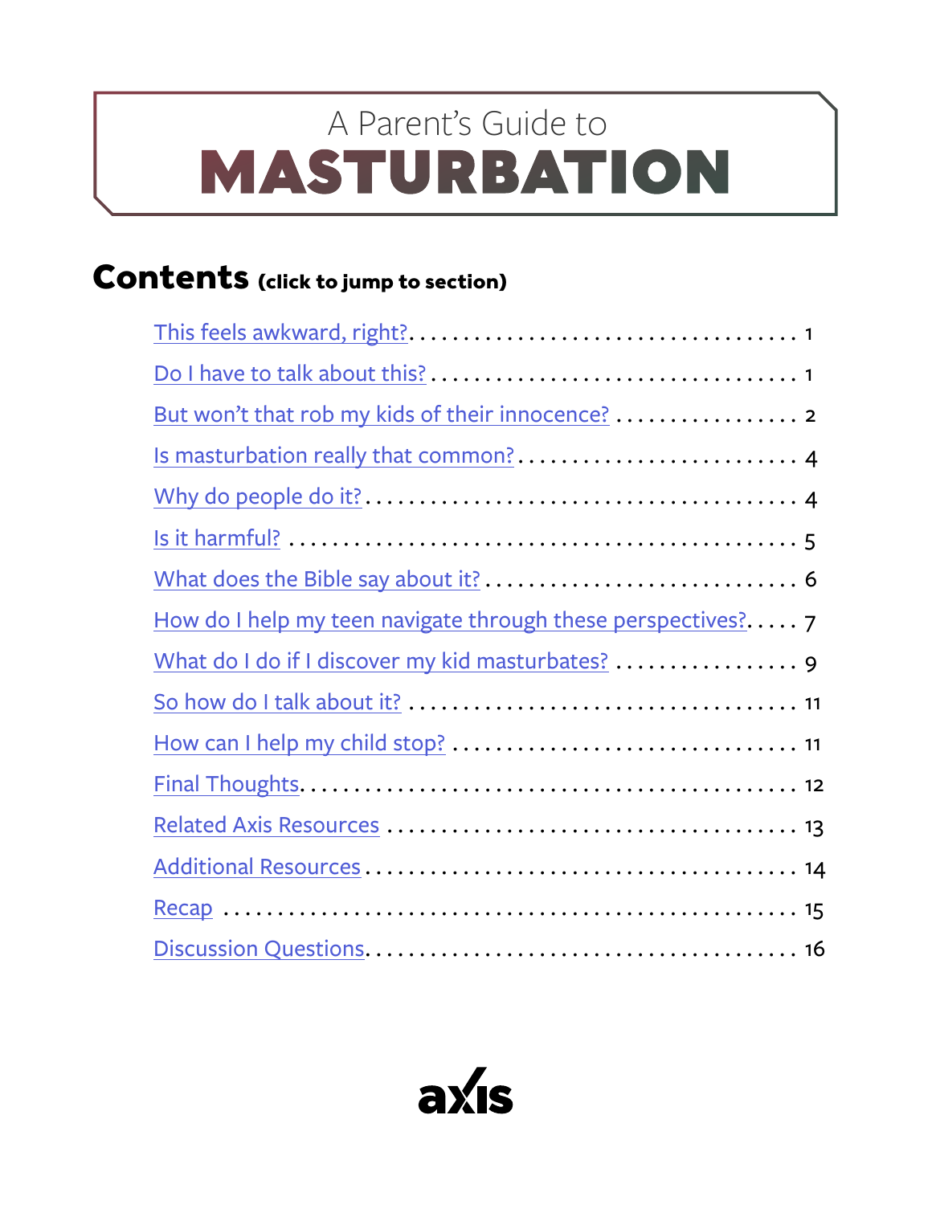# A Parent's Guide to MASTURBATION

## Contents (click to jump to section)

- This feels awkward, right? . . . . . 1
- Do I have to talk about this? . . . . . 1
- But won't that rob my kids of their innocence? . . . . . 2
- Is masturbation really that common? . . . . . 4
- Why do people do it? . . . . . 4
- Is it harmful? . . . . . 5
- What does the Bible say about it? . . . . . 6
- How do I help my teen navigate through these perspectives? . . . . . 7
- What do I do if I discover my kid masturbates? . . . . . 9
- So how do I talk about it? . . . . . 11
- How can I help my child stop? . . . . . 11
- Final Thoughts . . . . . 12
- Related Axis Resources . . . . . 13
- Additional Resources . . . . . 14
- Recap . . . . . 15
- Discussion Questions . . . . . 16

axis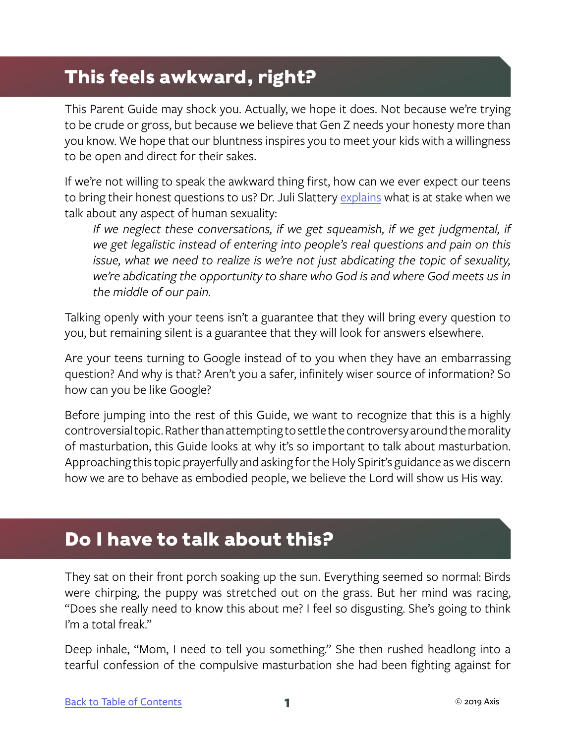## This feels awkward, right?

This Parent Guide may shock you. Actually, we hope it does. Not because we're trying to be crude or gross, but because we believe that Gen Z needs your honesty more than you know. We hope that our bluntness inspires you to meet your kids with a willingness to be open and direct for their sakes.

If we're not willing to speak the awkward thing first, how can we ever expect our teens to bring their honest questions to us? Dr. Juli Slattery explains what is at stake when we talk about any aspect of human sexuality:

> *If we neglect these conversations, if we get squeamish, if we get judgmental, if we get legalistic instead of entering into people's real questions and pain on this issue, what we need to realize is we're not just abdicating the topic of sexuality, we're abdicating the opportunity to share who God is and where God meets us in the middle of our pain.*

Talking openly with your teens isn't a guarantee that they will bring every question to you, but remaining silent is a guarantee that they will look for answers elsewhere.

Are your teens turning to Google instead of to you when they have an embarrassing question? And why is that? Aren't you a safer, infinitely wiser source of information? So how can you be like Google?

Before jumping into the rest of this Guide, we want to recognize that this is a highly controversial topic. Rather than attempting to settle the controversy around the morality of masturbation, this Guide looks at why it's so important to talk about masturbation. Approaching this topic prayerfully and asking for the Holy Spirit's guidance as we discern how we are to behave as embodied people, we believe the Lord will show us His way.

## Do I have to talk about this?

They sat on their front porch soaking up the sun. Everything seemed so normal: Birds were chirping, the puppy was stretched out on the grass. But her mind was racing, "Does she really need to know this about me? I feel so disgusting. She's going to think I'm a total freak."

Deep inhale, "Mom, I need to tell you something." She then rushed headlong into a tearful confession of the compulsive masturbation she had been fighting against for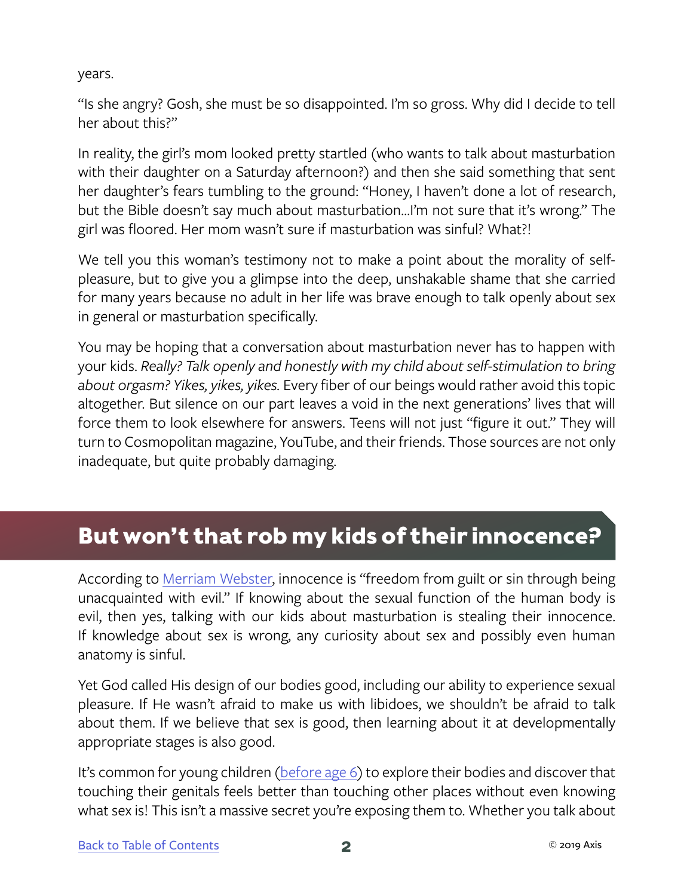years.

"Is she angry? Gosh, she must be so disappointed. I'm so gross. Why did I decide to tell her about this?"

In reality, the girl's mom looked pretty startled (who wants to talk about masturbation with their daughter on a Saturday afternoon?) and then she said something that sent her daughter's fears tumbling to the ground: "Honey, I haven't done a lot of research, but the Bible doesn't say much about masturbation...I'm not sure that it's wrong." The girl was floored. Her mom wasn't sure if masturbation was sinful? What?!

We tell you this woman's testimony not to make a point about the morality of self-pleasure, but to give you a glimpse into the deep, unshakable shame that she carried for many years because no adult in her life was brave enough to talk openly about sex in general or masturbation specifically.

You may be hoping that a conversation about masturbation never has to happen with your kids. *Really? Talk openly and honestly with my child about self-stimulation to bring about orgasm? Yikes, yikes, yikes.* Every fiber of our beings would rather avoid this topic altogether. But silence on our part leaves a void in the next generations' lives that will force them to look elsewhere for answers. Teens will not just "figure it out." They will turn to Cosmopolitan magazine, YouTube, and their friends. Those sources are not only inadequate, but quite probably damaging.

## But won't that rob my kids of their innocence?

According to Merriam Webster, innocence is "freedom from guilt or sin through being unacquainted with evil." If knowing about the sexual function of the human body is evil, then yes, talking with our kids about masturbation is stealing their innocence. If knowledge about sex is wrong, any curiosity about sex and possibly even human anatomy is sinful.

Yet God called His design of our bodies good, including our ability to experience sexual pleasure. If He wasn't afraid to make us with libidoes, we shouldn't be afraid to talk about them. If we believe that sex is good, then learning about it at developmentally appropriate stages is also good.

It's common for young children (before age 6) to explore their bodies and discover that touching their genitals feels better than touching other places without even knowing what sex is! This isn't a massive secret you're exposing them to. Whether you talk about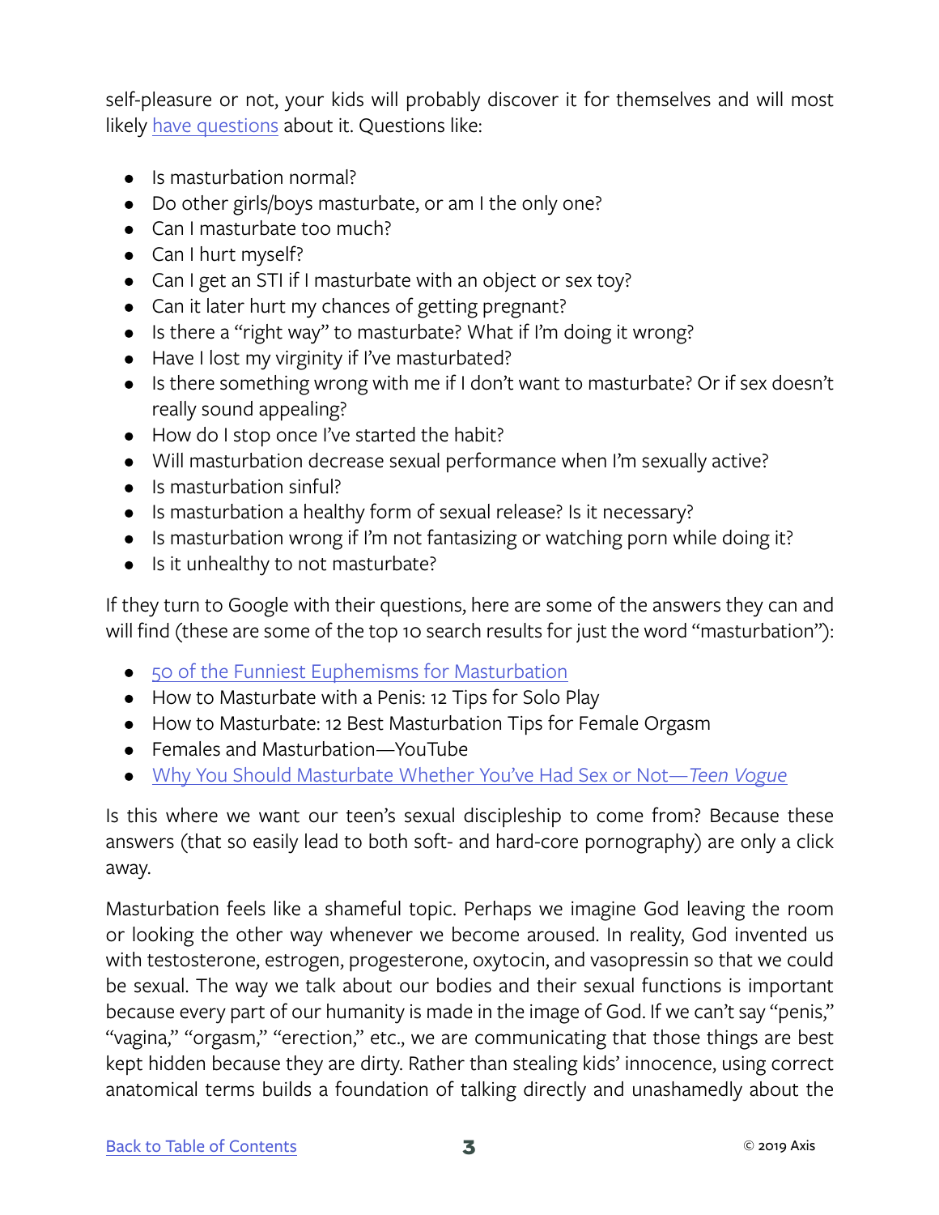self-pleasure or not, your kids will probably discover it for themselves and will most likely have questions about it. Questions like:

- Is masturbation normal?
- Do other girls/boys masturbate, or am I the only one?
- Can I masturbate too much?
- Can I hurt myself?
- Can I get an STI if I masturbate with an object or sex toy?
- Can it later hurt my chances of getting pregnant?
- Is there a "right way" to masturbate? What if I'm doing it wrong?
- Have I lost my virginity if I've masturbated?
- Is there something wrong with me if I don't want to masturbate? Or if sex doesn't really sound appealing?
- How do I stop once I've started the habit?
- Will masturbation decrease sexual performance when I'm sexually active?
- Is masturbation sinful?
- Is masturbation a healthy form of sexual release? Is it necessary?
- Is masturbation wrong if I'm not fantasizing or watching porn while doing it?
- Is it unhealthy to not masturbate?

If they turn to Google with their questions, here are some of the answers they can and will find (these are some of the top 10 search results for just the word "masturbation"):

- 50 of the Funniest Euphemisms for Masturbation
- How to Masturbate with a Penis: 12 Tips for Solo Play
- How to Masturbate: 12 Best Masturbation Tips for Female Orgasm
- Females and Masturbation—YouTube
- Why You Should Masturbate Whether You've Had Sex or Not—*Teen Vogue*

Is this where we want our teen's sexual discipleship to come from? Because these answers (that so easily lead to both soft- and hard-core pornography) are only a click away.

Masturbation feels like a shameful topic. Perhaps we imagine God leaving the room or looking the other way whenever we become aroused. In reality, God invented us with testosterone, estrogen, progesterone, oxytocin, and vasopressin so that we could be sexual. The way we talk about our bodies and their sexual functions is important because every part of our humanity is made in the image of God. If we can't say "penis," "vagina," "orgasm," "erection," etc., we are communicating that those things are best kept hidden because they are dirty. Rather than stealing kids' innocence, using correct anatomical terms builds a foundation of talking directly and unashamedly about the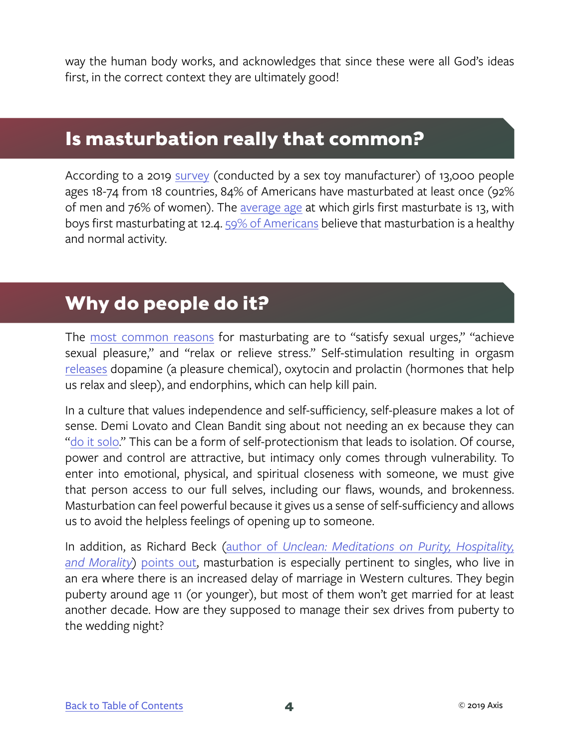way the human body works, and acknowledges that since these were all God's ideas first, in the correct context they are ultimately good!

## Is masturbation really that common?

According to a 2019 survey (conducted by a sex toy manufacturer) of 13,000 people ages 18-74 from 18 countries, 84% of Americans have masturbated at least once (92% of men and 76% of women). The average age at which girls first masturbate is 13, with boys first masturbating at 12.4. 59% of Americans believe that masturbation is a healthy and normal activity.

## Why do people do it?

The most common reasons for masturbating are to "satisfy sexual urges," "achieve sexual pleasure," and "relax or relieve stress." Self-stimulation resulting in orgasm releases dopamine (a pleasure chemical), oxytocin and prolactin (hormones that help us relax and sleep), and endorphins, which can help kill pain.

In a culture that values independence and self-sufficiency, self-pleasure makes a lot of sense. Demi Lovato and Clean Bandit sing about not needing an ex because they can "do it solo." This can be a form of self-protectionism that leads to isolation. Of course, power and control are attractive, but intimacy only comes through vulnerability. To enter into emotional, physical, and spiritual closeness with someone, we must give that person access to our full selves, including our flaws, wounds, and brokenness. Masturbation can feel powerful because it gives us a sense of self-sufficiency and allows us to avoid the helpless feelings of opening up to someone.

In addition, as Richard Beck (author of *Unclean: Meditations on Purity, Hospitality, and Morality*) points out, masturbation is especially pertinent to singles, who live in an era where there is an increased delay of marriage in Western cultures. They begin puberty around age 11 (or younger), but most of them won't get married for at least another decade. How are they supposed to manage their sex drives from puberty to the wedding night?

Back to Table of Contents

© 2019 Axis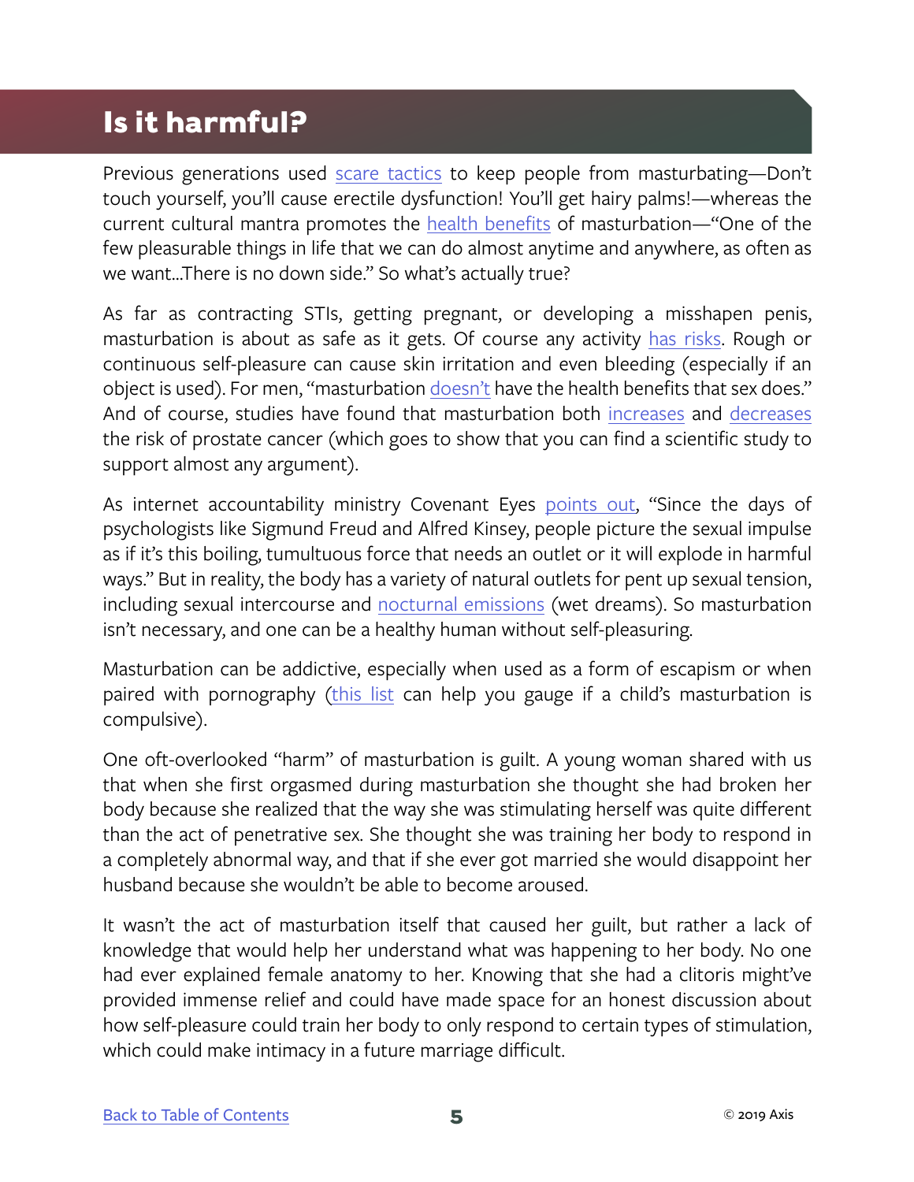## Is it harmful?

Previous generations used scare tactics to keep people from masturbating—Don't touch yourself, you'll cause erectile dysfunction! You'll get hairy palms!—whereas the current cultural mantra promotes the health benefits of masturbation—"One of the few pleasurable things in life that we can do almost anytime and anywhere, as often as we want...There is no down side." So what's actually true?

As far as contracting STIs, getting pregnant, or developing a misshapen penis, masturbation is about as safe as it gets. Of course any activity has risks. Rough or continuous self-pleasure can cause skin irritation and even bleeding (especially if an object is used). For men, "masturbation doesn't have the health benefits that sex does." And of course, studies have found that masturbation both increases and decreases the risk of prostate cancer (which goes to show that you can find a scientific study to support almost any argument).

As internet accountability ministry Covenant Eyes points out, "Since the days of psychologists like Sigmund Freud and Alfred Kinsey, people picture the sexual impulse as if it's this boiling, tumultuous force that needs an outlet or it will explode in harmful ways." But in reality, the body has a variety of natural outlets for pent up sexual tension, including sexual intercourse and nocturnal emissions (wet dreams). So masturbation isn't necessary, and one can be a healthy human without self-pleasuring.

Masturbation can be addictive, especially when used as a form of escapism or when paired with pornography (this list can help you gauge if a child's masturbation is compulsive).

One oft-overlooked "harm" of masturbation is guilt. A young woman shared with us that when she first orgasmed during masturbation she thought she had broken her body because she realized that the way she was stimulating herself was quite different than the act of penetrative sex. She thought she was training her body to respond in a completely abnormal way, and that if she ever got married she would disappoint her husband because she wouldn't be able to become aroused.

It wasn't the act of masturbation itself that caused her guilt, but rather a lack of knowledge that would help her understand what was happening to her body. No one had ever explained female anatomy to her. Knowing that she had a clitoris might've provided immense relief and could have made space for an honest discussion about how self-pleasure could train her body to only respond to certain types of stimulation, which could make intimacy in a future marriage difficult.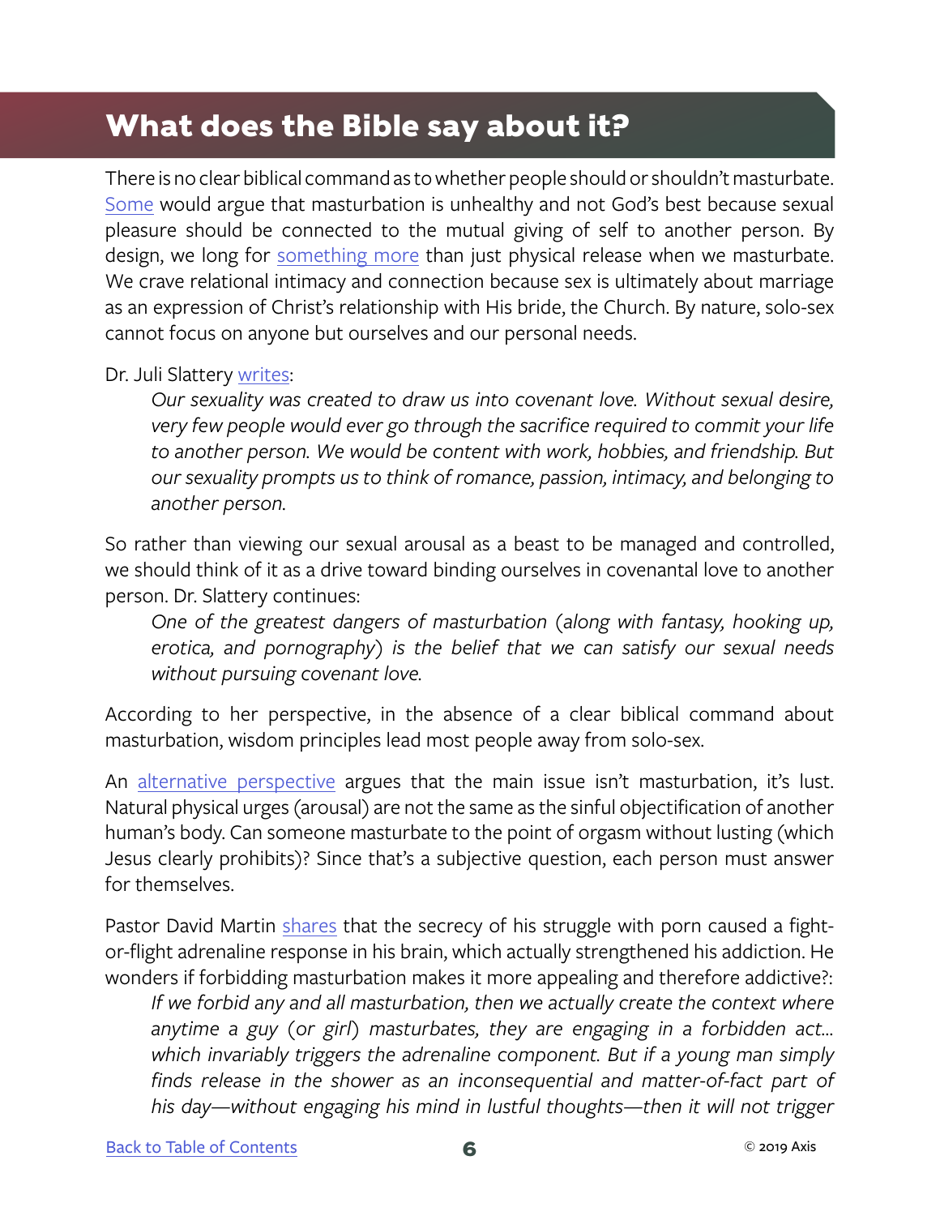## What does the Bible say about it?

There is no clear biblical command as to whether people should or shouldn't masturbate. Some would argue that masturbation is unhealthy and not God's best because sexual pleasure should be connected to the mutual giving of self to another person. By design, we long for something more than just physical release when we masturbate. We crave relational intimacy and connection because sex is ultimately about marriage as an expression of Christ's relationship with His bride, the Church. By nature, solo-sex cannot focus on anyone but ourselves and our personal needs.

Dr. Juli Slattery writes:

> *Our sexuality was created to draw us into covenant love. Without sexual desire, very few people would ever go through the sacrifice required to commit your life to another person. We would be content with work, hobbies, and friendship. But our sexuality prompts us to think of romance, passion, intimacy, and belonging to another person.*

So rather than viewing our sexual arousal as a beast to be managed and controlled, we should think of it as a drive toward binding ourselves in covenantal love to another person. Dr. Slattery continues:

> *One of the greatest dangers of masturbation (along with fantasy, hooking up, erotica, and pornography) is the belief that we can satisfy our sexual needs without pursuing covenant love.*

According to her perspective, in the absence of a clear biblical command about masturbation, wisdom principles lead most people away from solo-sex.

An alternative perspective argues that the main issue isn't masturbation, it's lust. Natural physical urges (arousal) are not the same as the sinful objectification of another human's body. Can someone masturbate to the point of orgasm without lusting (which Jesus clearly prohibits)? Since that's a subjective question, each person must answer for themselves.

Pastor David Martin shares that the secrecy of his struggle with porn caused a fight-or-flight adrenaline response in his brain, which actually strengthened his addiction. He wonders if forbidding masturbation makes it more appealing and therefore addictive?:

> *If we forbid any and all masturbation, then we actually create the context where anytime a guy (or girl) masturbates, they are engaging in a forbidden act... which invariably triggers the adrenaline component. But if a young man simply finds release in the shower as an inconsequential and matter-of-fact part of his day—without engaging his mind in lustful thoughts—then it will not trigger*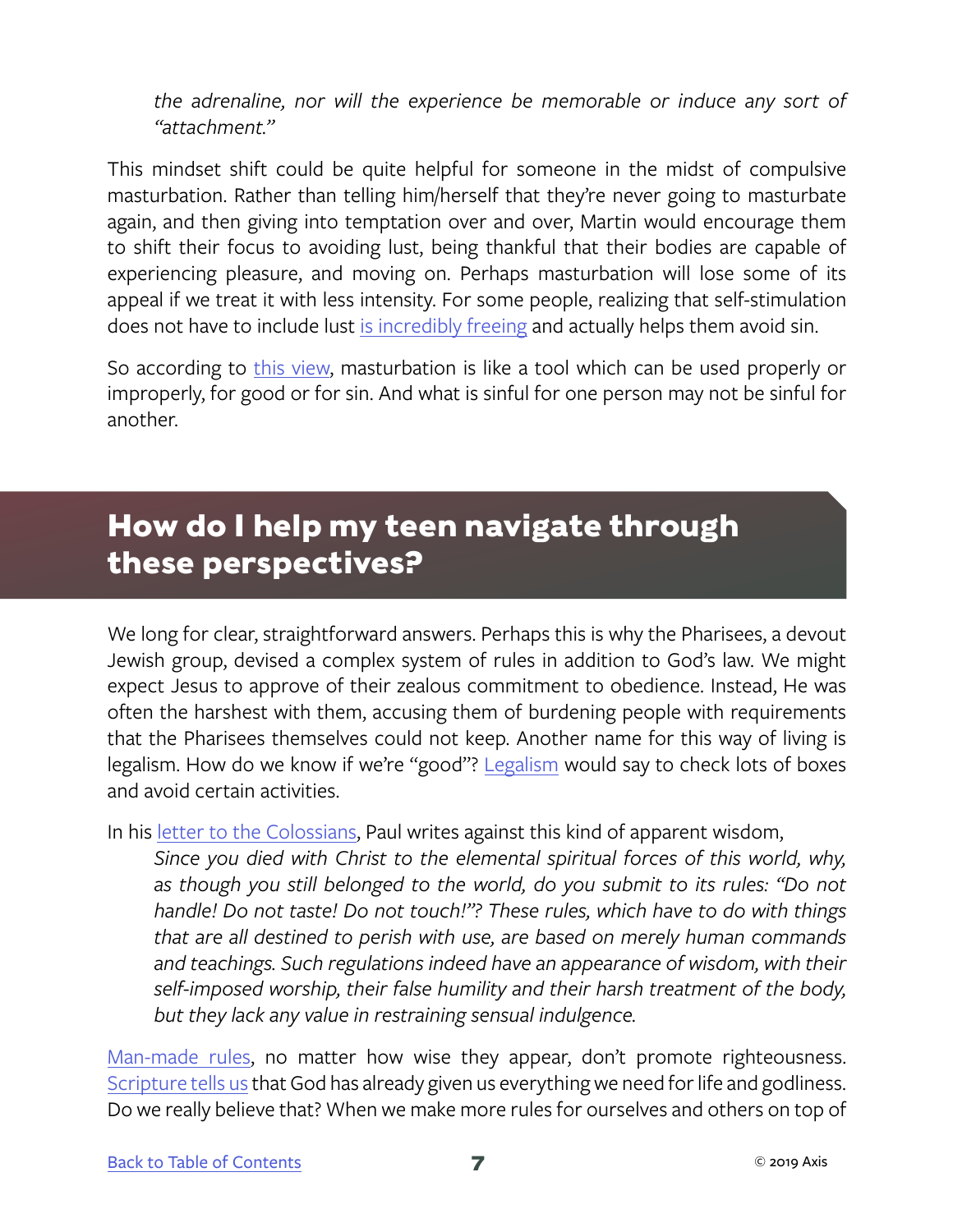*the adrenaline, nor will the experience be memorable or induce any sort of "attachment."*

This mindset shift could be quite helpful for someone in the midst of compulsive masturbation. Rather than telling him/herself that they're never going to masturbate again, and then giving into temptation over and over, Martin would encourage them to shift their focus to avoiding lust, being thankful that their bodies are capable of experiencing pleasure, and moving on. Perhaps masturbation will lose some of its appeal if we treat it with less intensity. For some people, realizing that self-stimulation does not have to include lust is incredibly freeing and actually helps them avoid sin.

So according to this view, masturbation is like a tool which can be used properly or improperly, for good or for sin. And what is sinful for one person may not be sinful for another.

## How do I help my teen navigate through these perspectives?

We long for clear, straightforward answers. Perhaps this is why the Pharisees, a devout Jewish group, devised a complex system of rules in addition to God's law. We might expect Jesus to approve of their zealous commitment to obedience. Instead, He was often the harshest with them, accusing them of burdening people with requirements that the Pharisees themselves could not keep. Another name for this way of living is legalism. How do we know if we're "good"? Legalism would say to check lots of boxes and avoid certain activities.

In his letter to the Colossians, Paul writes against this kind of apparent wisdom,

> *Since you died with Christ to the elemental spiritual forces of this world, why, as though you still belonged to the world, do you submit to its rules: "Do not handle! Do not taste! Do not touch!"? These rules, which have to do with things that are all destined to perish with use, are based on merely human commands and teachings. Such regulations indeed have an appearance of wisdom, with their self-imposed worship, their false humility and their harsh treatment of the body, but they lack any value in restraining sensual indulgence.*

Man-made rules, no matter how wise they appear, don't promote righteousness. Scripture tells us that God has already given us everything we need for life and godliness. Do we really believe that? When we make more rules for ourselves and others on top of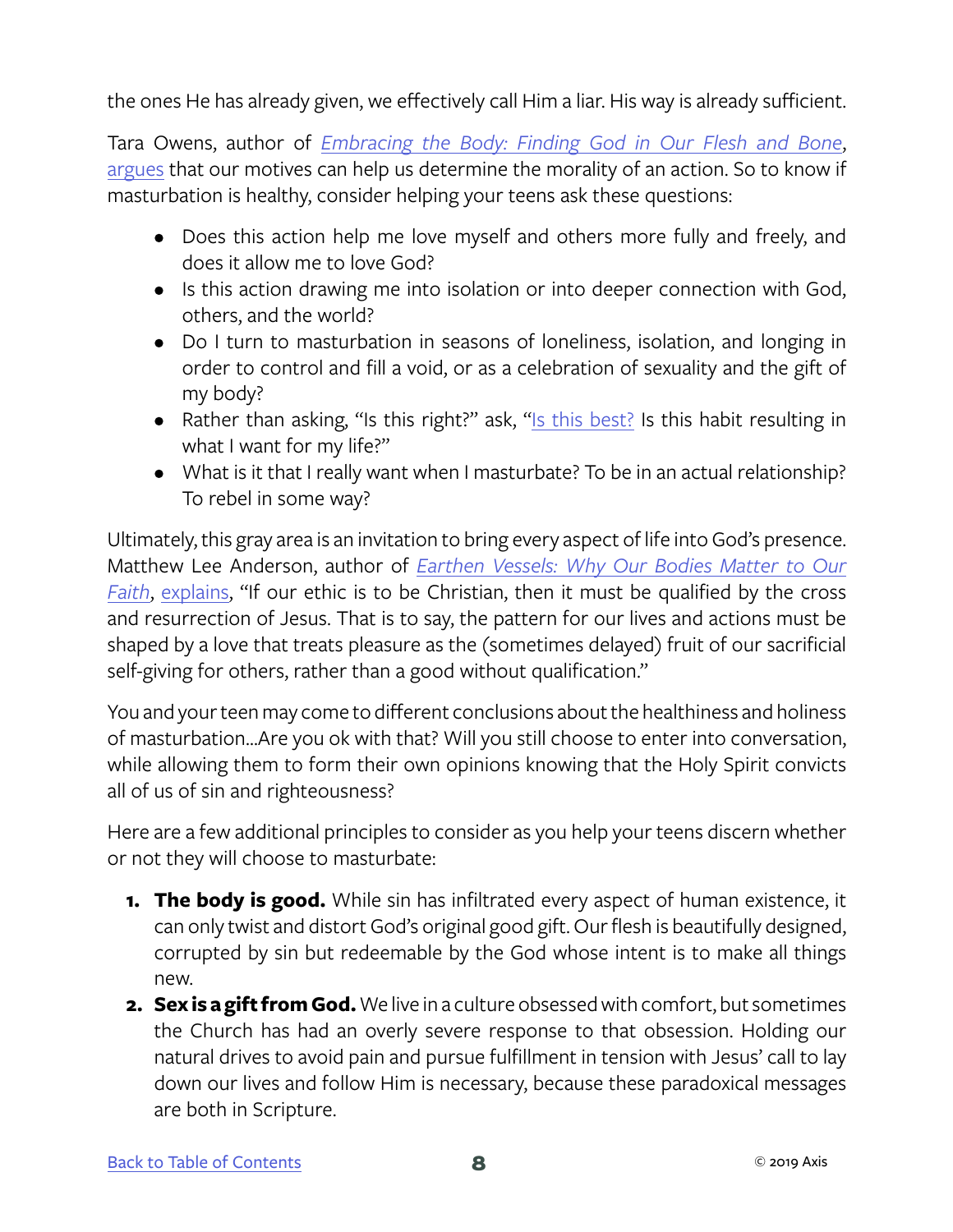the ones He has already given, we effectively call Him a liar. His way is already sufficient.

Tara Owens, author of *Embracing the Body: Finding God in Our Flesh and Bone*, argues that our motives can help us determine the morality of an action. So to know if masturbation is healthy, consider helping your teens ask these questions:

- Does this action help me love myself and others more fully and freely, and does it allow me to love God?
- Is this action drawing me into isolation or into deeper connection with God, others, and the world?
- Do I turn to masturbation in seasons of loneliness, isolation, and longing in order to control and fill a void, or as a celebration of sexuality and the gift of my body?
- Rather than asking, "Is this right?" ask, "Is this best? Is this habit resulting in what I want for my life?"
- What is it that I really want when I masturbate? To be in an actual relationship? To rebel in some way?

Ultimately, this gray area is an invitation to bring every aspect of life into God's presence. Matthew Lee Anderson, author of *Earthen Vessels: Why Our Bodies Matter to Our Faith*, explains, "If our ethic is to be Christian, then it must be qualified by the cross and resurrection of Jesus. That is to say, the pattern for our lives and actions must be shaped by a love that treats pleasure as the (sometimes delayed) fruit of our sacrificial self-giving for others, rather than a good without qualification."

You and your teen may come to different conclusions about the healthiness and holiness of masturbation...Are you ok with that? Will you still choose to enter into conversation, while allowing them to form their own opinions knowing that the Holy Spirit convicts all of us of sin and righteousness?

Here are a few additional principles to consider as you help your teens discern whether or not they will choose to masturbate:

1. **The body is good.** While sin has infiltrated every aspect of human existence, it can only twist and distort God's original good gift. Our flesh is beautifully designed, corrupted by sin but redeemable by the God whose intent is to make all things new.
2. **Sex is a gift from God.** We live in a culture obsessed with comfort, but sometimes the Church has had an overly severe response to that obsession. Holding our natural drives to avoid pain and pursue fulfillment in tension with Jesus' call to lay down our lives and follow Him is necessary, because these paradoxical messages are both in Scripture.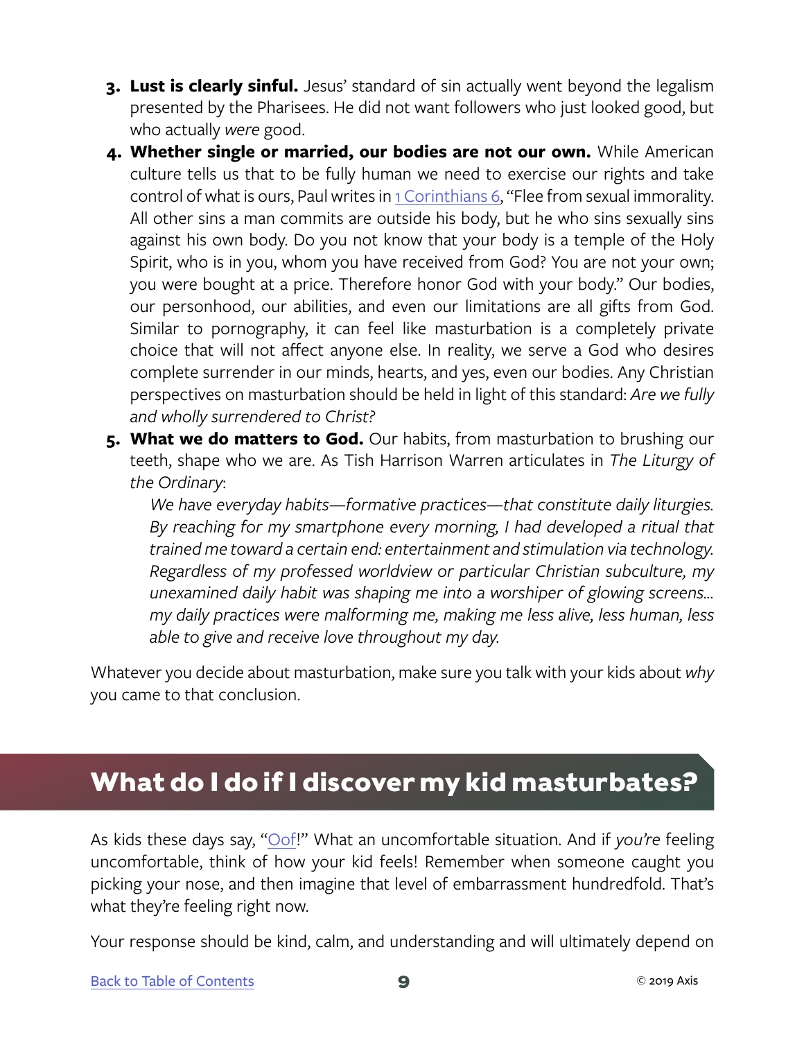3. **Lust is clearly sinful.** Jesus' standard of sin actually went beyond the legalism presented by the Pharisees. He did not want followers who just looked good, but who actually *were* good.
4. **Whether single or married, our bodies are not our own.** While American culture tells us that to be fully human we need to exercise our rights and take control of what is ours, Paul writes in 1 Corinthians 6, "Flee from sexual immorality. All other sins a man commits are outside his body, but he who sins sexually sins against his own body. Do you not know that your body is a temple of the Holy Spirit, who is in you, whom you have received from God? You are not your own; you were bought at a price. Therefore honor God with your body." Our bodies, our personhood, our abilities, and even our limitations are all gifts from God. Similar to pornography, it can feel like masturbation is a completely private choice that will not affect anyone else. In reality, we serve a God who desires complete surrender in our minds, hearts, and yes, even our bodies. Any Christian perspectives on masturbation should be held in light of this standard: *Are we fully and wholly surrendered to Christ?*
5. **What we do matters to God.** Our habits, from masturbation to brushing our teeth, shape who we are. As Tish Harrison Warren articulates in *The Liturgy of the Ordinary*:

   > *We have everyday habits—formative practices—that constitute daily liturgies. By reaching for my smartphone every morning, I had developed a ritual that trained me toward a certain end: entertainment and stimulation via technology. Regardless of my professed worldview or particular Christian subculture, my unexamined daily habit was shaping me into a worshiper of glowing screens... my daily practices were malforming me, making me less alive, less human, less able to give and receive love throughout my day.*

Whatever you decide about masturbation, make sure you talk with your kids about *why* you came to that conclusion.

## What do I do if I discover my kid masturbates?

As kids these days say, "Oof!" What an uncomfortable situation. And if *you're* feeling uncomfortable, think of how your kid feels! Remember when someone caught you picking your nose, and then imagine that level of embarrassment hundredfold. That's what they're feeling right now.

Your response should be kind, calm, and understanding and will ultimately depend on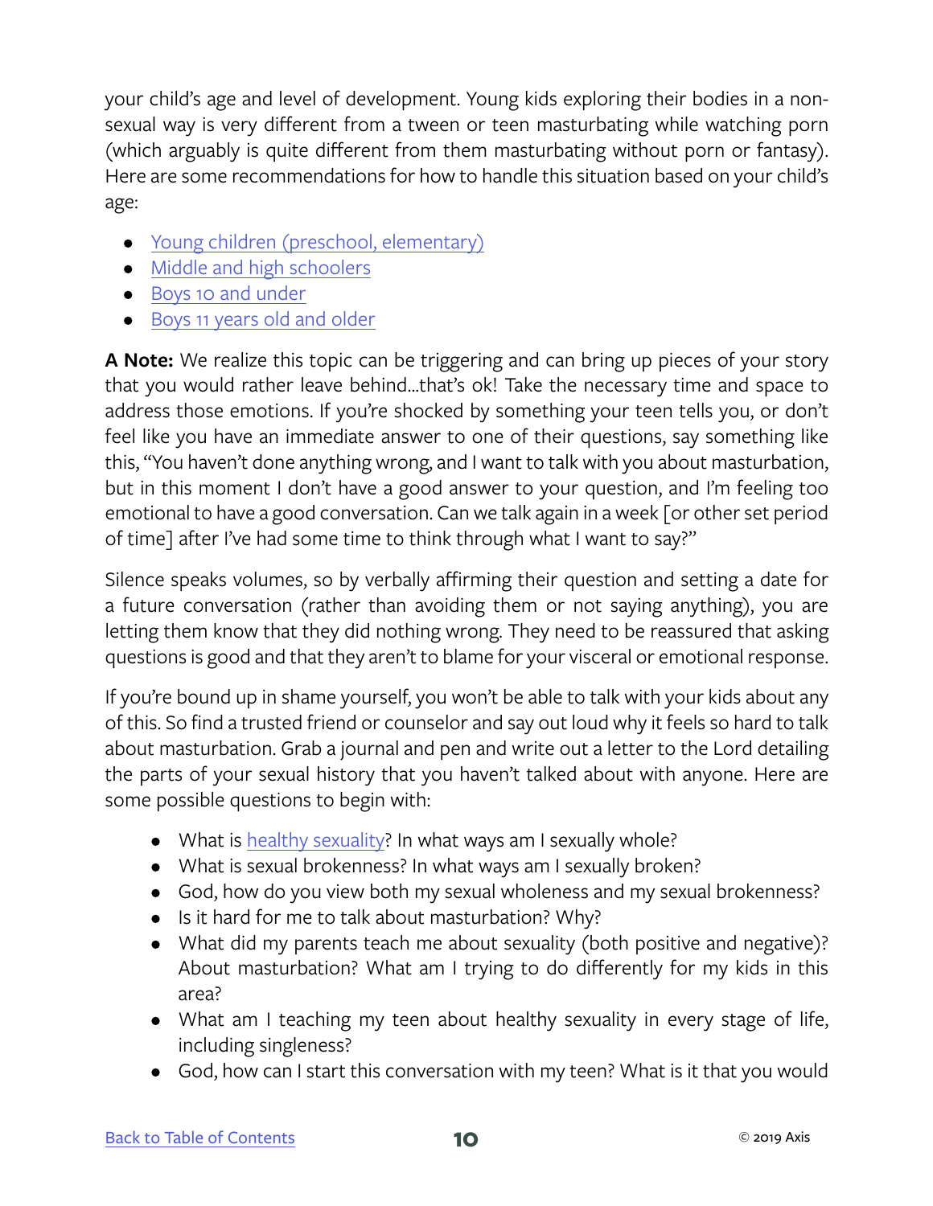your child's age and level of development. Young kids exploring their bodies in a non-sexual way is very different from a tween or teen masturbating while watching porn (which arguably is quite different from them masturbating without porn or fantasy). Here are some recommendations for how to handle this situation based on your child's age:

- Young children (preschool, elementary)
- Middle and high schoolers
- Boys 10 and under
- Boys 11 years old and older

**A Note:** We realize this topic can be triggering and can bring up pieces of your story that you would rather leave behind...that's ok! Take the necessary time and space to address those emotions. If you're shocked by something your teen tells you, or don't feel like you have an immediate answer to one of their questions, say something like this, "You haven't done anything wrong, and I want to talk with you about masturbation, but in this moment I don't have a good answer to your question, and I'm feeling too emotional to have a good conversation. Can we talk again in a week [or other set period of time] after I've had some time to think through what I want to say?"

Silence speaks volumes, so by verbally affirming their question and setting a date for a future conversation (rather than avoiding them or not saying anything), you are letting them know that they did nothing wrong. They need to be reassured that asking questions is good and that they aren't to blame for your visceral or emotional response.

If you're bound up in shame yourself, you won't be able to talk with your kids about any of this. So find a trusted friend or counselor and say out loud why it feels so hard to talk about masturbation. Grab a journal and pen and write out a letter to the Lord detailing the parts of your sexual history that you haven't talked about with anyone. Here are some possible questions to begin with:

- What is healthy sexuality? In what ways am I sexually whole?
- What is sexual brokenness? In what ways am I sexually broken?
- God, how do you view both my sexual wholeness and my sexual brokenness?
- Is it hard for me to talk about masturbation? Why?
- What did my parents teach me about sexuality (both positive and negative)? About masturbation? What am I trying to do differently for my kids in this area?
- What am I teaching my teen about healthy sexuality in every stage of life, including singleness?
- God, how can I start this conversation with my teen? What is it that you would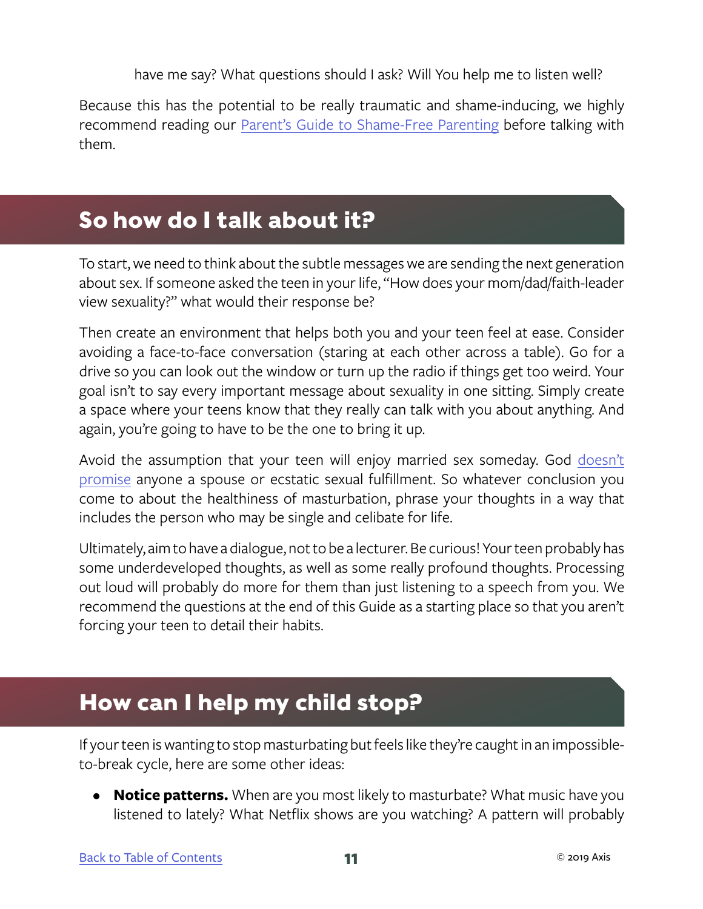have me say? What questions should I ask? Will You help me to listen well?

Because this has the potential to be really traumatic and shame-inducing, we highly recommend reading our [Parent's Guide to Shame-Free Parenting](#) before talking with them.

## So how do I talk about it?

To start, we need to think about the subtle messages we are sending the next generation about sex. If someone asked the teen in your life, "How does your mom/dad/faith-leader view sexuality?" what would their response be?

Then create an environment that helps both you and your teen feel at ease. Consider avoiding a face-to-face conversation (staring at each other across a table). Go for a drive so you can look out the window or turn up the radio if things get too weird. Your goal isn't to say every important message about sexuality in one sitting. Simply create a space where your teens know that they really can talk with you about anything. And again, you're going to have to be the one to bring it up.

Avoid the assumption that your teen will enjoy married sex someday. God [doesn't promise](#) anyone a spouse or ecstatic sexual fulfillment. So whatever conclusion you come to about the healthiness of masturbation, phrase your thoughts in a way that includes the person who may be single and celibate for life.

Ultimately, aim to have a dialogue, not to be a lecturer. Be curious! Your teen probably has some underdeveloped thoughts, as well as some really profound thoughts. Processing out loud will probably do more for them than just listening to a speech from you. We recommend the questions at the end of this Guide as a starting place so that you aren't forcing your teen to detail their habits.

## How can I help my child stop?

If your teen is wanting to stop masturbating but feels like they're caught in an impossible-to-break cycle, here are some other ideas:

- **Notice patterns.** When are you most likely to masturbate? What music have you listened to lately? What Netflix shows are you watching? A pattern will probably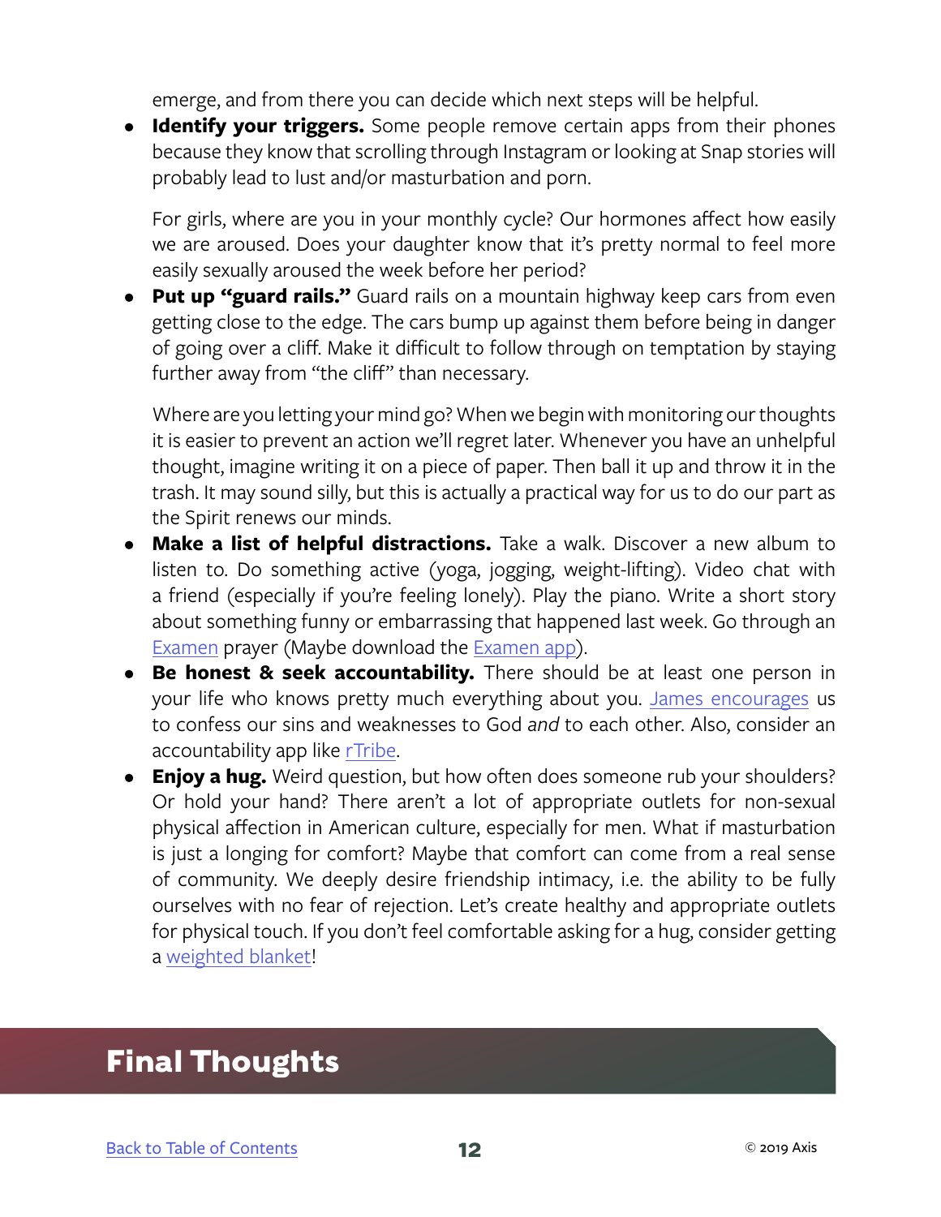emerge, and from there you can decide which next steps will be helpful.

- **Identify your triggers.** Some people remove certain apps from their phones because they know that scrolling through Instagram or looking at Snap stories will probably lead to lust and/or masturbation and porn.

  For girls, where are you in your monthly cycle? Our hormones affect how easily we are aroused. Does your daughter know that it's pretty normal to feel more easily sexually aroused the week before her period?

- **Put up "guard rails."** Guard rails on a mountain highway keep cars from even getting close to the edge. The cars bump up against them before being in danger of going over a cliff. Make it difficult to follow through on temptation by staying further away from "the cliff" than necessary.

  Where are you letting your mind go? When we begin with monitoring our thoughts it is easier to prevent an action we'll regret later. Whenever you have an unhelpful thought, imagine writing it on a piece of paper. Then ball it up and throw it in the trash. It may sound silly, but this is actually a practical way for us to do our part as the Spirit renews our minds.

- **Make a list of helpful distractions.** Take a walk. Discover a new album to listen to. Do something active (yoga, jogging, weight-lifting). Video chat with a friend (especially if you're feeling lonely). Play the piano. Write a short story about something funny or embarrassing that happened last week. Go through an Examen prayer (Maybe download the Examen app).

- **Be honest & seek accountability.** There should be at least one person in your life who knows pretty much everything about you. James encourages us to confess our sins and weaknesses to God *and* to each other. Also, consider an accountability app like rTribe.

- **Enjoy a hug.** Weird question, but how often does someone rub your shoulders? Or hold your hand? There aren't a lot of appropriate outlets for non-sexual physical affection in American culture, especially for men. What if masturbation is just a longing for comfort? Maybe that comfort can come from a real sense of community. We deeply desire friendship intimacy, i.e. the ability to be fully ourselves with no fear of rejection. Let's create healthy and appropriate outlets for physical touch. If you don't feel comfortable asking for a hug, consider getting a weighted blanket!

## Final Thoughts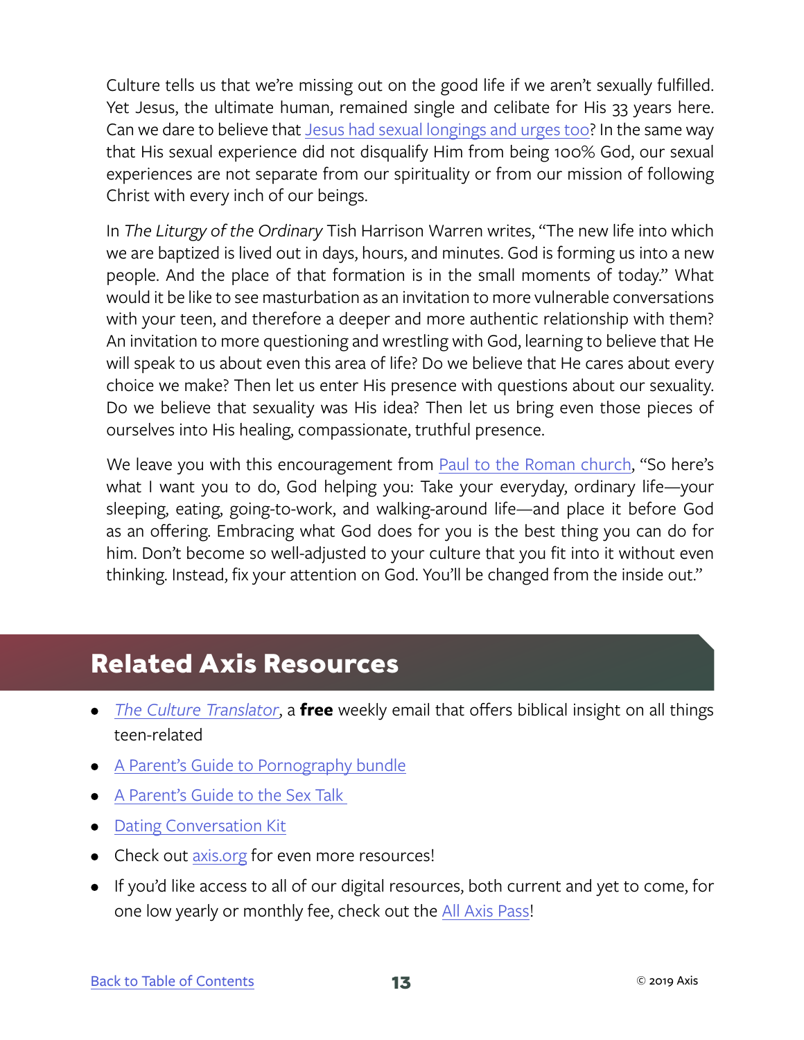Culture tells us that we're missing out on the good life if we aren't sexually fulfilled. Yet Jesus, the ultimate human, remained single and celibate for His 33 years here. Can we dare to believe that Jesus had sexual longings and urges too? In the same way that His sexual experience did not disqualify Him from being 100% God, our sexual experiences are not separate from our spirituality or from our mission of following Christ with every inch of our beings.

In *The Liturgy of the Ordinary* Tish Harrison Warren writes, "The new life into which we are baptized is lived out in days, hours, and minutes. God is forming us into a new people. And the place of that formation is in the small moments of today." What would it be like to see masturbation as an invitation to more vulnerable conversations with your teen, and therefore a deeper and more authentic relationship with them? An invitation to more questioning and wrestling with God, learning to believe that He will speak to us about even this area of life? Do we believe that He cares about every choice we make? Then let us enter His presence with questions about our sexuality. Do we believe that sexuality was His idea? Then let us bring even those pieces of ourselves into His healing, compassionate, truthful presence.

We leave you with this encouragement from Paul to the Roman church, "So here's what I want you to do, God helping you: Take your everyday, ordinary life—your sleeping, eating, going-to-work, and walking-around life—and place it before God as an offering. Embracing what God does for you is the best thing you can do for him. Don't become so well-adjusted to your culture that you fit into it without even thinking. Instead, fix your attention on God. You'll be changed from the inside out."

## Related Axis Resources

- *The Culture Translator*, a **free** weekly email that offers biblical insight on all things teen-related
- A Parent's Guide to Pornography bundle
- A Parent's Guide to the Sex Talk
- Dating Conversation Kit
- Check out axis.org for even more resources!
- If you'd like access to all of our digital resources, both current and yet to come, for one low yearly or monthly fee, check out the All Axis Pass!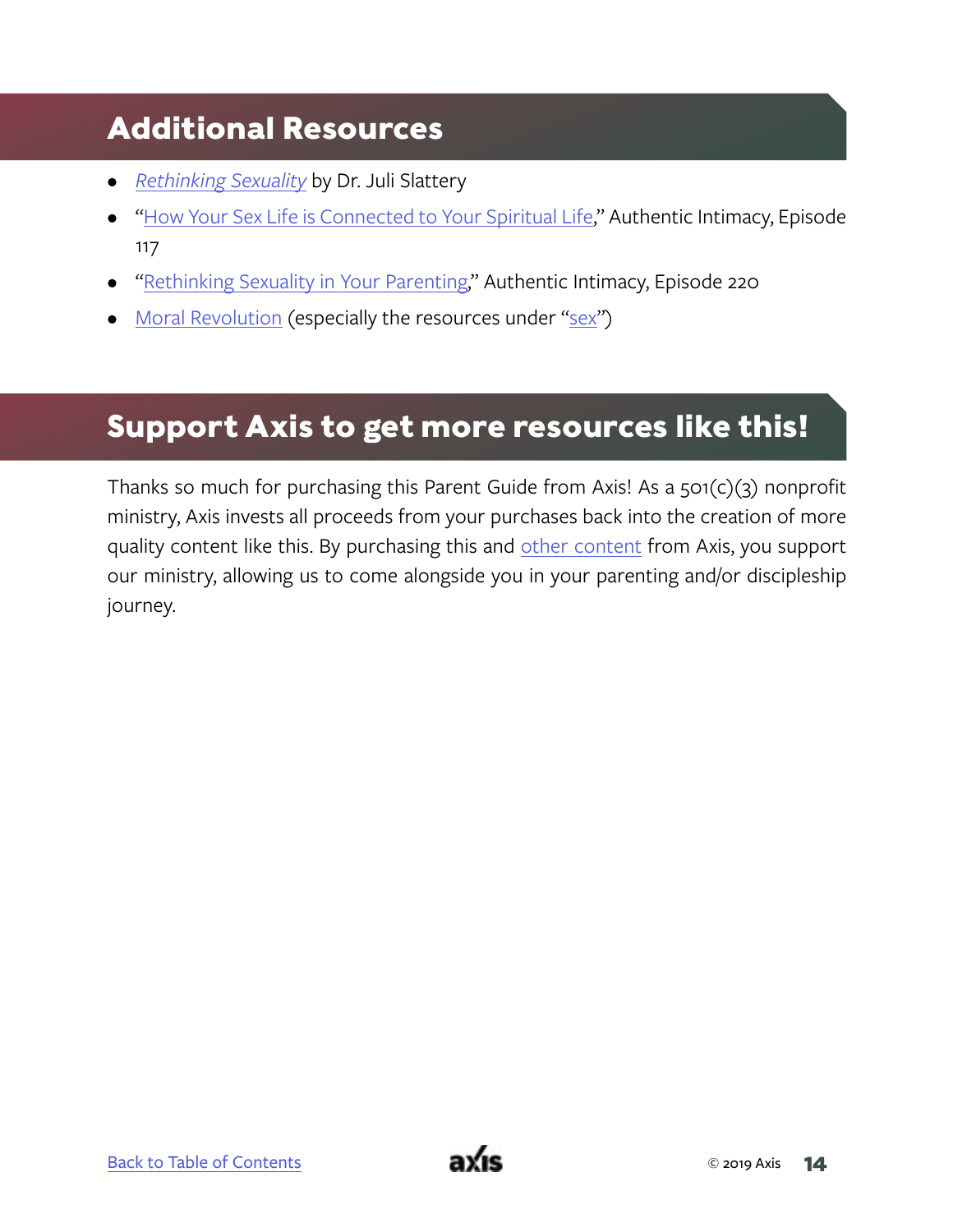## Additional Resources

- *Rethinking Sexuality* by Dr. Juli Slattery
- "How Your Sex Life is Connected to Your Spiritual Life," Authentic Intimacy, Episode 117
- "Rethinking Sexuality in Your Parenting," Authentic Intimacy, Episode 220
- Moral Revolution (especially the resources under "sex")

## Support Axis to get more resources like this!

Thanks so much for purchasing this Parent Guide from Axis! As a 501(c)(3) nonprofit ministry, Axis invests all proceeds from your purchases back into the creation of more quality content like this. By purchasing this and other content from Axis, you support our ministry, allowing us to come alongside you in your parenting and/or discipleship journey.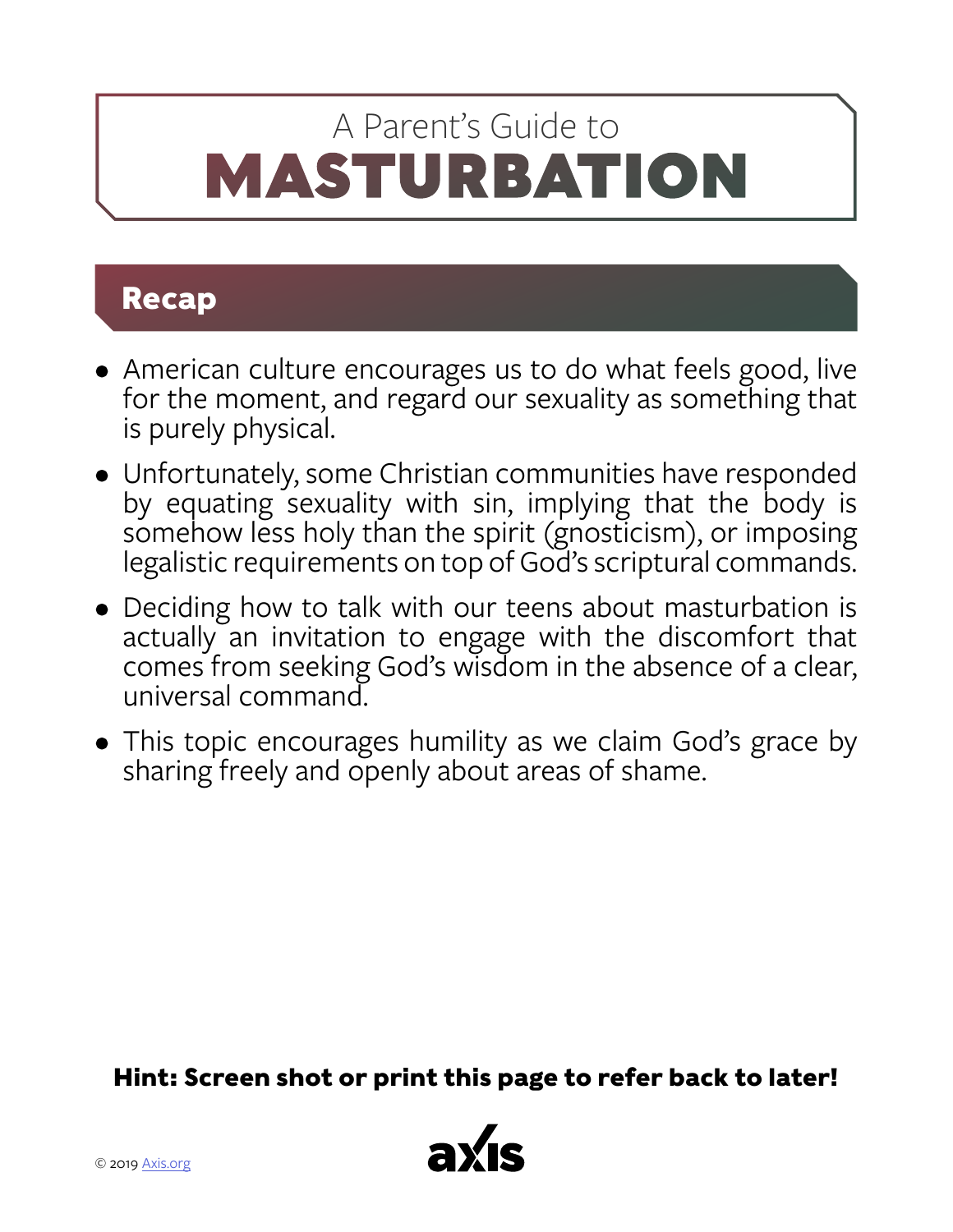# A Parent's Guide to MASTURBATION

## Recap

- American culture encourages us to do what feels good, live for the moment, and regard our sexuality as something that is purely physical.
- Unfortunately, some Christian communities have responded by equating sexuality with sin, implying that the body is somehow less holy than the spirit (gnosticism), or imposing legalistic requirements on top of God's scriptural commands.
- Deciding how to talk with our teens about masturbation is actually an invitation to engage with the discomfort that comes from seeking God's wisdom in the absence of a clear, universal command.
- This topic encourages humility as we claim God's grace by sharing freely and openly about areas of shame.

**Hint: Screen shot or print this page to refer back to later!**

© 2019 Axis.org

axis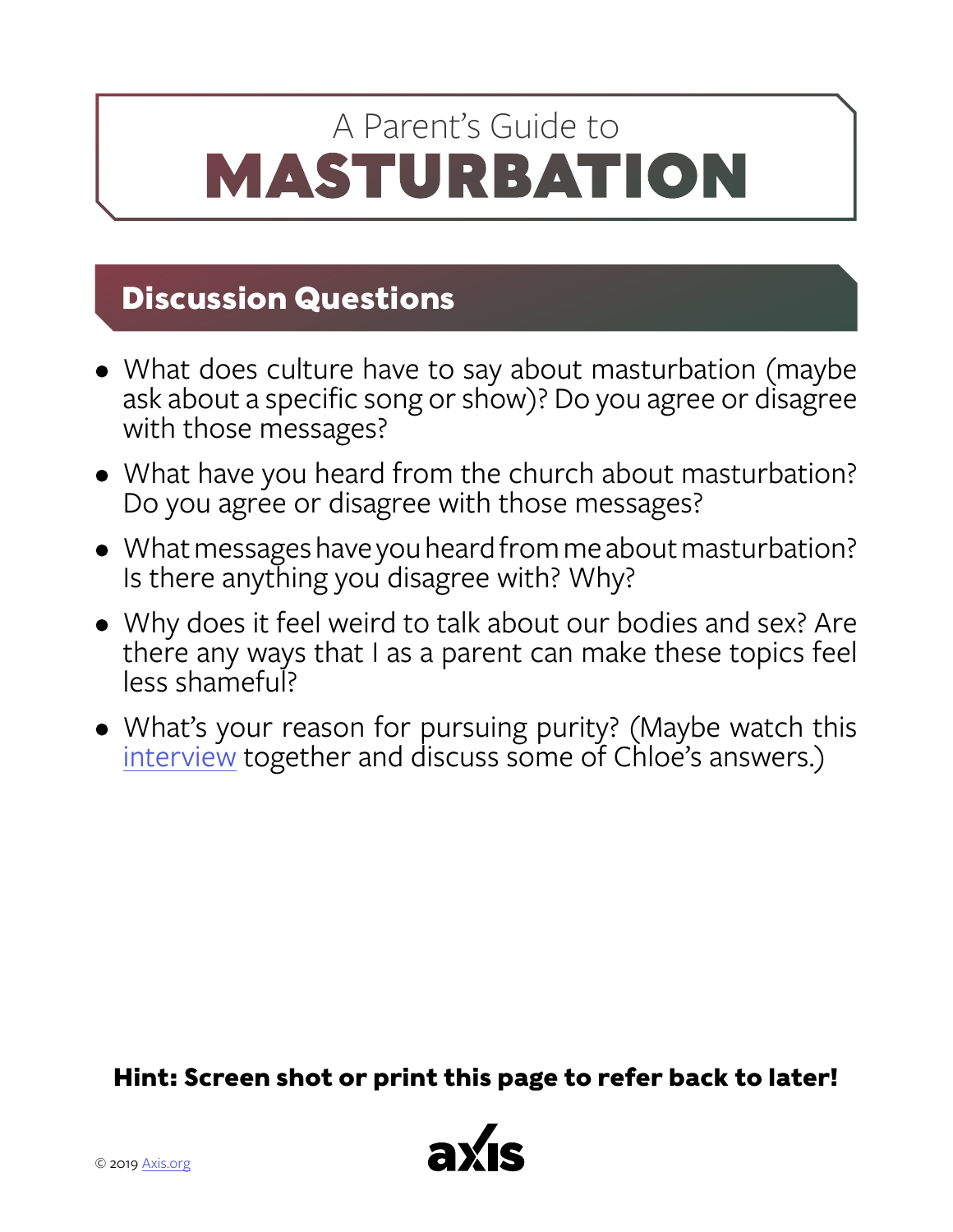# A Parent's Guide to MASTURBATION

## Discussion Questions

- What does culture have to say about masturbation (maybe ask about a specific song or show)? Do you agree or disagree with those messages?
- What have you heard from the church about masturbation? Do you agree or disagree with those messages?
- What messages have you heard from me about masturbation? Is there anything you disagree with? Why?
- Why does it feel weird to talk about our bodies and sex? Are there any ways that I as a parent can make these topics feel less shameful?
- What's your reason for pursuing purity? (Maybe watch this interview together and discuss some of Chloe's answers.)

**Hint: Screen shot or print this page to refer back to later!**

© 2019 Axis.org

axis